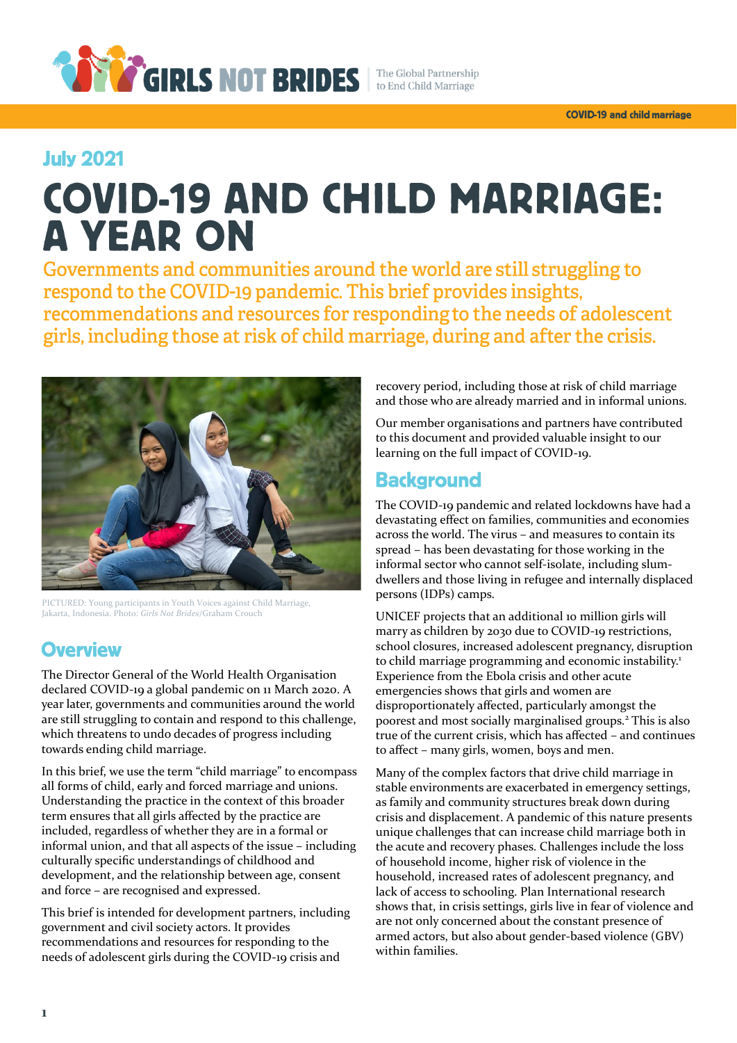July 2021

# COVID-19 AND CHILD MARRIAGE: A YEAR ON

Governments and communities around the world are still struggling to respond to the COVID-19 pandemic. This brief provides insights, recommendations and resources for responding to the needs of adolescent girls, including those at risk of child marriage, during and after the crisis.

PICTURED: Young participants in Youth Voices against Child Marriage, Jakarta, Indonesia. Photo: *Girls Not Brides*/Graham Crouch

## Overview

The Director General of the World Health Organisation declared COVID-19 a global pandemic on 11 March 2020. A year later, governments and communities around the world are still struggling to contain and respond to this challenge, which threatens to undo decades of progress including towards ending child marriage.

In this brief, we use the term "child marriage" to encompass all forms of child, early and forced marriage and unions. Understanding the practice in the context of this broader term ensures that all girls affected by the practice are included, regardless of whether they are in a formal or informal union, and that all aspects of the issue – including culturally specific understandings of childhood and development, and the relationship between age, consent and force – are recognised and expressed.

This brief is intended for development partners, including government and civil society actors. It provides recommendations and resources for responding to the needs of adolescent girls during the COVID-19 crisis and recovery period, including those at risk of child marriage and those who are already married and in informal unions.

Our member organisations and partners have contributed to this document and provided valuable insight to our learning on the full impact of COVID-19.

## Background

The COVID-19 pandemic and related lockdowns have had a devastating effect on families, communities and economies across the world. The virus – and measures to contain its spread – has been devastating for those working in the informal sector who cannot self-isolate, including slum-dwellers and those living in refugee and internally displaced persons (IDPs) camps.

UNICEF projects that an additional 10 million girls will marry as children by 2030 due to COVID-19 restrictions, school closures, increased adolescent pregnancy, disruption to child marriage programming and economic instability.[1] Experience from the Ebola crisis and other acute emergencies shows that girls and women are disproportionately affected, particularly amongst the poorest and most socially marginalised groups.[2] This is also true of the current crisis, which has affected – and continues to affect – many girls, women, boys and men.

Many of the complex factors that drive child marriage in stable environments are exacerbated in emergency settings, as family and community structures break down during crisis and displacement. A pandemic of this nature presents unique challenges that can increase child marriage both in the acute and recovery phases. Challenges include the loss of household income, higher risk of violence in the household, increased rates of adolescent pregnancy, and lack of access to schooling. Plan International research shows that, in crisis settings, girls live in fear of violence and are not only concerned about the constant presence of armed actors, but also about gender-based violence (GBV) within families.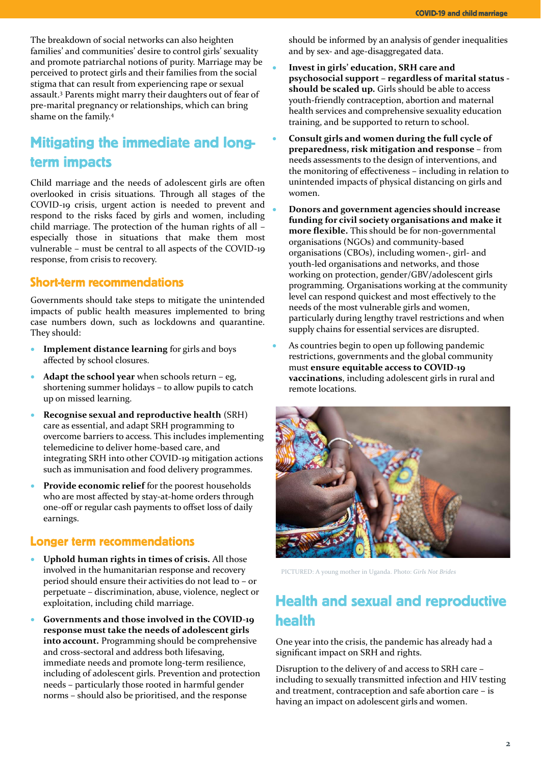The breakdown of social networks can also heighten families' and communities' desire to control girls' sexuality and promote patriarchal notions of purity. Marriage may be perceived to protect girls and their families from the social stigma that can result from experiencing rape or sexual assault.[3] Parents might marry their daughters out of fear of pre-marital pregnancy or relationships, which can bring shame on the family.[4]

## Mitigating the immediate and long-term impacts

Child marriage and the needs of adolescent girls are often overlooked in crisis situations. Through all stages of the COVID-19 crisis, urgent action is needed to prevent and respond to the risks faced by girls and women, including child marriage. The protection of the human rights of all – especially those in situations that make them most vulnerable – must be central to all aspects of the COVID-19 response, from crisis to recovery.

### Short-term recommendations

Governments should take steps to mitigate the unintended impacts of public health measures implemented to bring case numbers down, such as lockdowns and quarantine. They should:

- **Implement distance learning** for girls and boys affected by school closures.
- **Adapt the school year** when schools return – eg, shortening summer holidays – to allow pupils to catch up on missed learning.
- **Recognise sexual and reproductive health** (SRH) care as essential, and adapt SRH programming to overcome barriers to access. This includes implementing telemedicine to deliver home-based care, and integrating SRH into other COVID-19 mitigation actions such as immunisation and food delivery programmes.
- **Provide economic relief** for the poorest households who are most affected by stay-at-home orders through one-off or regular cash payments to offset loss of daily earnings.

### Longer term recommendations

- **Uphold human rights in times of crisis.** All those involved in the humanitarian response and recovery period should ensure their activities do not lead to – or perpetuate – discrimination, abuse, violence, neglect or exploitation, including child marriage.
- **Governments and those involved in the COVID-19 response must take the needs of adolescent girls into account.** Programming should be comprehensive and cross-sectoral and address both lifesaving, immediate needs and promote long-term resilience, including of adolescent girls. Prevention and protection needs – particularly those rooted in harmful gender norms – should also be prioritised, and the response should be informed by an analysis of gender inequalities and by sex- and age-disaggregated data.
- **Invest in girls' education, SRH care and psychosocial support – regardless of marital status - should be scaled up.** Girls should be able to access youth-friendly contraception, abortion and maternal health services and comprehensive sexuality education training, and be supported to return to school.
- **Consult girls and women during the full cycle of preparedness, risk mitigation and response** – from needs assessments to the design of interventions, and the monitoring of effectiveness – including in relation to unintended impacts of physical distancing on girls and women.
- **Donors and government agencies should increase funding for civil society organisations and make it more flexible.** This should be for non-governmental organisations (NGOs) and community-based organisations (CBOs), including women-, girl- and youth-led organisations and networks, and those working on protection, gender/GBV/adolescent girls programming. Organisations working at the community level can respond quickest and most effectively to the needs of the most vulnerable girls and women, particularly during lengthy travel restrictions and when supply chains for essential services are disrupted.
- As countries begin to open up following pandemic restrictions, governments and the global community must **ensure equitable access to COVID-19 vaccinations**, including adolescent girls in rural and remote locations.

PICTURED: A young mother in Uganda. Photo: *Girls Not Brides*

## Health and sexual and reproductive health

One year into the crisis, the pandemic has already had a significant impact on SRH and rights.

Disruption to the delivery of and access to SRH care – including to sexually transmitted infection and HIV testing and treatment, contraception and safe abortion care – is having an impact on adolescent girls and women.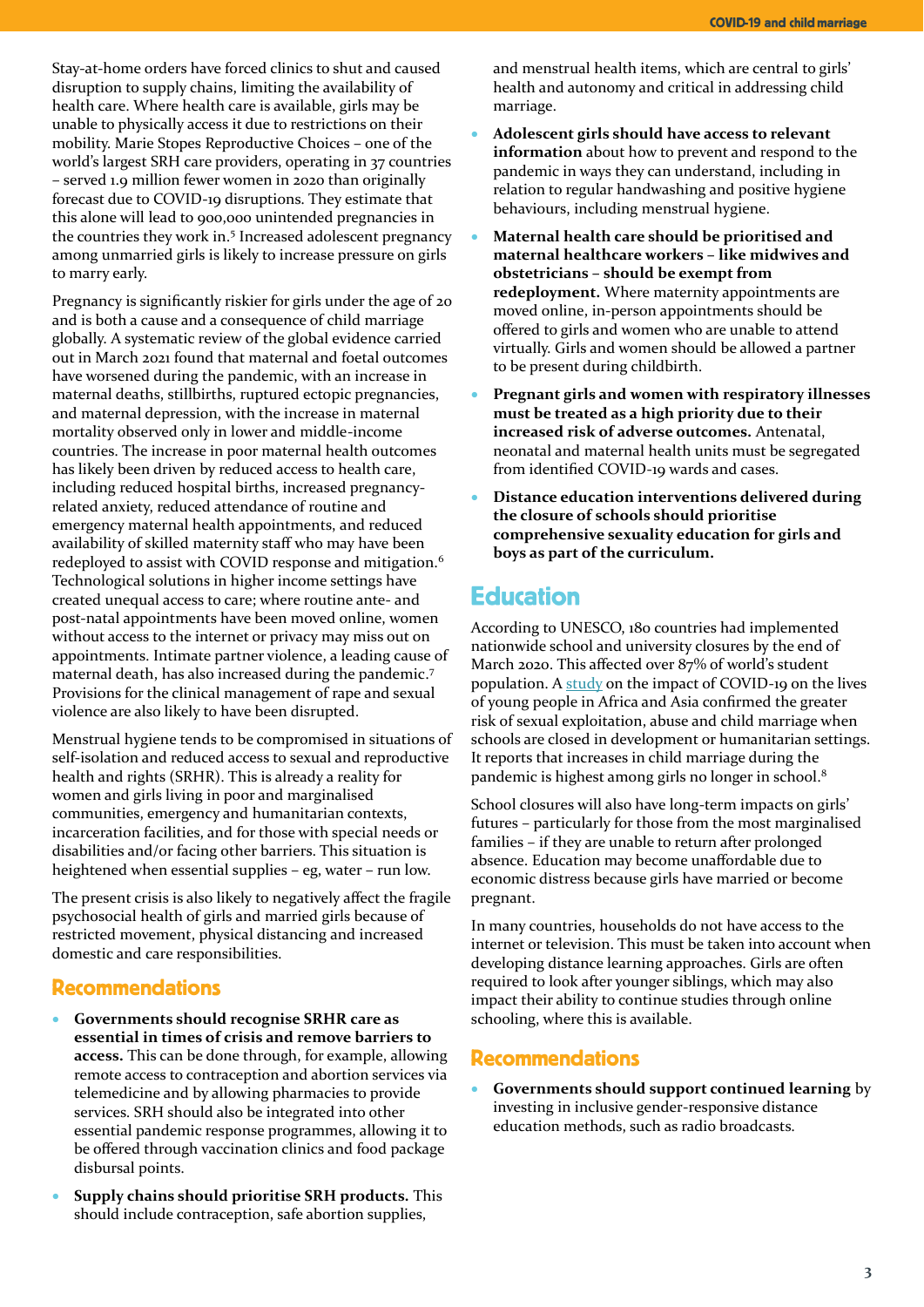Stay-at-home orders have forced clinics to shut and caused disruption to supply chains, limiting the availability of health care. Where health care is available, girls may be unable to physically access it due to restrictions on their mobility. Marie Stopes Reproductive Choices – one of the world's largest SRH care providers, operating in 37 countries – served 1.9 million fewer women in 2020 than originally forecast due to COVID-19 disruptions. They estimate that this alone will lead to 900,000 unintended pregnancies in the countries they work in.[5] Increased adolescent pregnancy among unmarried girls is likely to increase pressure on girls to marry early.

Pregnancy is significantly riskier for girls under the age of 20 and is both a cause and a consequence of child marriage globally. A systematic review of the global evidence carried out in March 2021 found that maternal and foetal outcomes have worsened during the pandemic, with an increase in maternal deaths, stillbirths, ruptured ectopic pregnancies, and maternal depression, with the increase in maternal mortality observed only in lower and middle-income countries. The increase in poor maternal health outcomes has likely been driven by reduced access to health care, including reduced hospital births, increased pregnancy-related anxiety, reduced attendance of routine and emergency maternal health appointments, and reduced availability of skilled maternity staff who may have been redeployed to assist with COVID response and mitigation.[6] Technological solutions in higher income settings have created unequal access to care; where routine ante- and post-natal appointments have been moved online, women without access to the internet or privacy may miss out on appointments. Intimate partner violence, a leading cause of maternal death, has also increased during the pandemic.[7] Provisions for the clinical management of rape and sexual violence are also likely to have been disrupted.

Menstrual hygiene tends to be compromised in situations of self-isolation and reduced access to sexual and reproductive health and rights (SRHR). This is already a reality for women and girls living in poor and marginalised communities, emergency and humanitarian contexts, incarceration facilities, and for those with special needs or disabilities and/or facing other barriers. This situation is heightened when essential supplies – eg, water – run low.

The present crisis is also likely to negatively affect the fragile psychosocial health of girls and married girls because of restricted movement, physical distancing and increased domestic and care responsibilities.

## Recommendations

- **Governments should recognise SRHR care as essential in times of crisis and remove barriers to access.** This can be done through, for example, allowing remote access to contraception and abortion services via telemedicine and by allowing pharmacies to provide services. SRH should also be integrated into other essential pandemic response programmes, allowing it to be offered through vaccination clinics and food package disbursal points.
- **Supply chains should prioritise SRH products.** This should include contraception, safe abortion supplies, and menstrual health items, which are central to girls' health and autonomy and critical in addressing child marriage.
- **Adolescent girls should have access to relevant information** about how to prevent and respond to the pandemic in ways they can understand, including in relation to regular handwashing and positive hygiene behaviours, including menstrual hygiene.
- **Maternal health care should be prioritised and maternal healthcare workers – like midwives and obstetricians – should be exempt from redeployment.** Where maternity appointments are moved online, in-person appointments should be offered to girls and women who are unable to attend virtually. Girls and women should be allowed a partner to be present during childbirth.
- **Pregnant girls and women with respiratory illnesses must be treated as a high priority due to their increased risk of adverse outcomes.** Antenatal, neonatal and maternal health units must be segregated from identified COVID-19 wards and cases.
- **Distance education interventions delivered during the closure of schools should prioritise comprehensive sexuality education for girls and boys as part of the curriculum.**

## Education

According to UNESCO, 180 countries had implemented nationwide school and university closures by the end of March 2020. This affected over 87% of world's student population. A study on the impact of COVID-19 on the lives of young people in Africa and Asia confirmed the greater risk of sexual exploitation, abuse and child marriage when schools are closed in development or humanitarian settings. It reports that increases in child marriage during the pandemic is highest among girls no longer in school.[8]

School closures will also have long-term impacts on girls' futures – particularly for those from the most marginalised families – if they are unable to return after prolonged absence. Education may become unaffordable due to economic distress because girls have married or become pregnant.

In many countries, households do not have access to the internet or television. This must be taken into account when developing distance learning approaches. Girls are often required to look after younger siblings, which may also impact their ability to continue studies through online schooling, where this is available.

## Recommendations

- **Governments should support continued learning** by investing in inclusive gender-responsive distance education methods, such as radio broadcasts.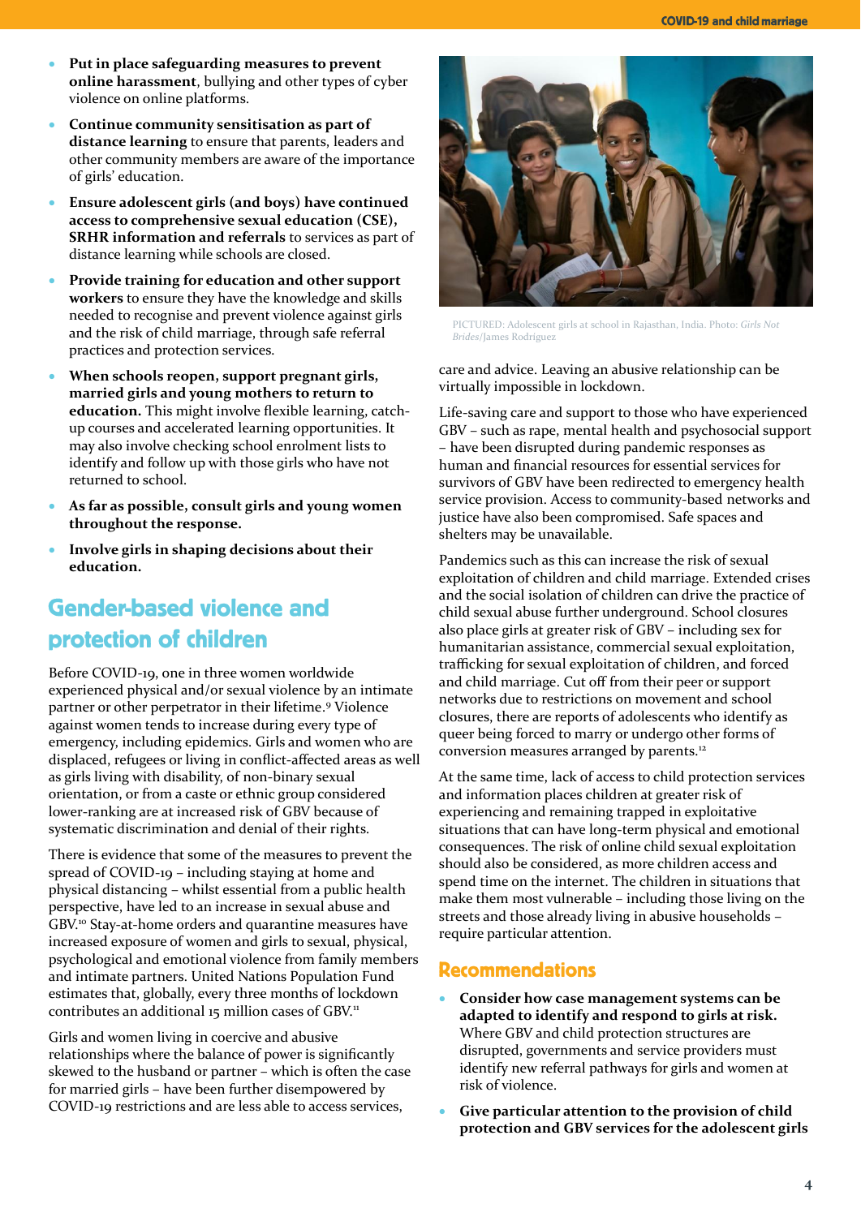- **Put in place safeguarding measures to prevent online harassment**, bullying and other types of cyber violence on online platforms.
- **Continue community sensitisation as part of distance learning** to ensure that parents, leaders and other community members are aware of the importance of girls' education.
- **Ensure adolescent girls (and boys) have continued access to comprehensive sexual education (CSE), SRHR information and referrals** to services as part of distance learning while schools are closed.
- **Provide training for education and other support workers** to ensure they have the knowledge and skills needed to recognise and prevent violence against girls and the risk of child marriage, through safe referral practices and protection services.
- **When schools reopen, support pregnant girls, married girls and young mothers to return to education.** This might involve flexible learning, catch-up courses and accelerated learning opportunities. It may also involve checking school enrolment lists to identify and follow up with those girls who have not returned to school.
- **As far as possible, consult girls and young women throughout the response.**
- **Involve girls in shaping decisions about their education.**

## Gender-based violence and protection of children

Before COVID-19, one in three women worldwide experienced physical and/or sexual violence by an intimate partner or other perpetrator in their lifetime.[9] Violence against women tends to increase during every type of emergency, including epidemics. Girls and women who are displaced, refugees or living in conflict-affected areas as well as girls living with disability, of non-binary sexual orientation, or from a caste or ethnic group considered lower-ranking are at increased risk of GBV because of systematic discrimination and denial of their rights.

There is evidence that some of the measures to prevent the spread of COVID-19 – including staying at home and physical distancing – whilst essential from a public health perspective, have led to an increase in sexual abuse and GBV.[10] Stay-at-home orders and quarantine measures have increased exposure of women and girls to sexual, physical, psychological and emotional violence from family members and intimate partners. United Nations Population Fund estimates that, globally, every three months of lockdown contributes an additional 15 million cases of GBV.[11]

Girls and women living in coercive and abusive relationships where the balance of power is significantly skewed to the husband or partner – which is often the case for married girls – have been further disempowered by COVID-19 restrictions and are less able to access services, care and advice. Leaving an abusive relationship can be virtually impossible in lockdown.

PICTURED: Adolescent girls at school in Rajasthan, India. Photo: *Girls Not Brides*/James Rodriguez

Life-saving care and support to those who have experienced GBV – such as rape, mental health and psychosocial support – have been disrupted during pandemic responses as human and financial resources for essential services for survivors of GBV have been redirected to emergency health service provision. Access to community-based networks and justice have also been compromised. Safe spaces and shelters may be unavailable.

Pandemics such as this can increase the risk of sexual exploitation of children and child marriage. Extended crises and the social isolation of children can drive the practice of child sexual abuse further underground. School closures also place girls at greater risk of GBV – including sex for humanitarian assistance, commercial sexual exploitation, trafficking for sexual exploitation of children, and forced and child marriage. Cut off from their peer or support networks due to restrictions on movement and school closures, there are reports of adolescents who identify as queer being forced to marry or undergo other forms of conversion measures arranged by parents.[12]

At the same time, lack of access to child protection services and information places children at greater risk of experiencing and remaining trapped in exploitative situations that can have long-term physical and emotional consequences. The risk of online child sexual exploitation should also be considered, as more children access and spend time on the internet. The children in situations that make them most vulnerable – including those living on the streets and those already living in abusive households – require particular attention.

### Recommendations

- **Consider how case management systems can be adapted to identify and respond to girls at risk.** Where GBV and child protection structures are disrupted, governments and service providers must identify new referral pathways for girls and women at risk of violence.
- **Give particular attention to the provision of child protection and GBV services for the adolescent girls**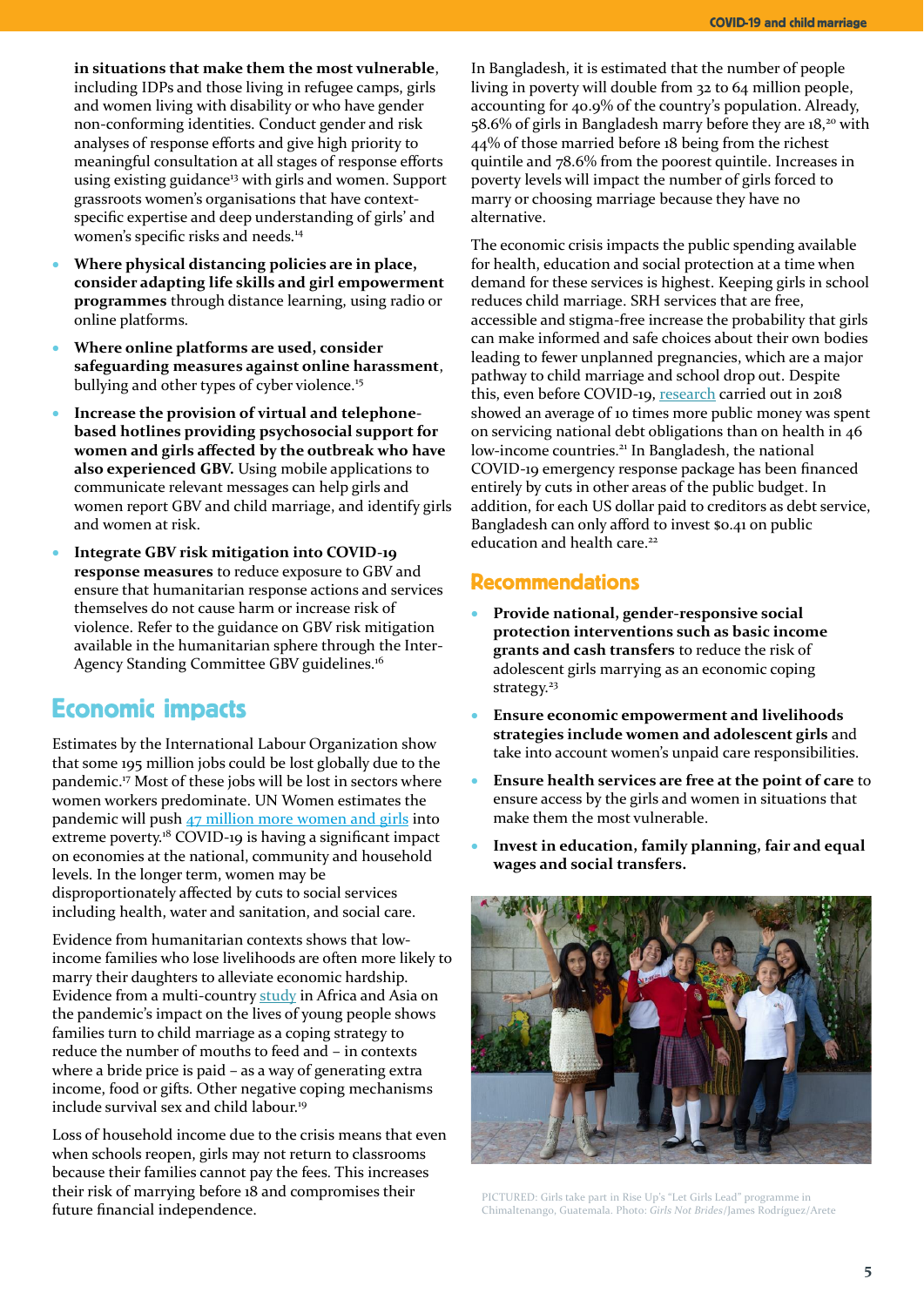**in situations that make them the most vulnerable**, including IDPs and those living in refugee camps, girls and women living with disability or who have gender non-conforming identities. Conduct gender and risk analyses of response efforts and give high priority to meaningful consultation at all stages of response efforts using existing guidance[13] with girls and women. Support grassroots women's organisations that have context-specific expertise and deep understanding of girls' and women's specific risks and needs.[14]

- **Where physical distancing policies are in place, consider adapting life skills and girl empowerment programmes** through distance learning, using radio or online platforms.
- **Where online platforms are used, consider safeguarding measures against online harassment**, bullying and other types of cyber violence.[15]
- **Increase the provision of virtual and telephone-based hotlines providing psychosocial support for women and girls affected by the outbreak who have also experienced GBV.** Using mobile applications to communicate relevant messages can help girls and women report GBV and child marriage, and identify girls and women at risk.
- **Integrate GBV risk mitigation into COVID-19 response measures** to reduce exposure to GBV and ensure that humanitarian response actions and services themselves do not cause harm or increase risk of violence. Refer to the guidance on GBV risk mitigation available in the humanitarian sphere through the Inter-Agency Standing Committee GBV guidelines.[16]

## Economic impacts

Estimates by the International Labour Organization show that some 195 million jobs could be lost globally due to the pandemic.[17] Most of these jobs will be lost in sectors where women workers predominate. UN Women estimates the pandemic will push 47 million more women and girls into extreme poverty.[18] COVID-19 is having a significant impact on economies at the national, community and household levels. In the longer term, women may be disproportionately affected by cuts to social services including health, water and sanitation, and social care.

Evidence from humanitarian contexts shows that low-income families who lose livelihoods are often more likely to marry their daughters to alleviate economic hardship. Evidence from a multi-country study in Africa and Asia on the pandemic's impact on the lives of young people shows families turn to child marriage as a coping strategy to reduce the number of mouths to feed and – in contexts where a bride price is paid – as a way of generating extra income, food or gifts. Other negative coping mechanisms include survival sex and child labour.[19]

Loss of household income due to the crisis means that even when schools reopen, girls may not return to classrooms because their families cannot pay the fees. This increases their risk of marrying before 18 and compromises their future financial independence.

In Bangladesh, it is estimated that the number of people living in poverty will double from 32 to 64 million people, accounting for 40.9% of the country's population. Already, 58.6% of girls in Bangladesh marry before they are 18,[20] with 44% of those married before 18 being from the richest quintile and 78.6% from the poorest quintile. Increases in poverty levels will impact the number of girls forced to marry or choosing marriage because they have no alternative.

The economic crisis impacts the public spending available for health, education and social protection at a time when demand for these services is highest. Keeping girls in school reduces child marriage. SRH services that are free, accessible and stigma-free increase the probability that girls can make informed and safe choices about their own bodies leading to fewer unplanned pregnancies, which are a major pathway to child marriage and school drop out. Despite this, even before COVID-19, research carried out in 2018 showed an average of 10 times more public money was spent on servicing national debt obligations than on health in 46 low-income countries.[21] In Bangladesh, the national COVID-19 emergency response package has been financed entirely by cuts in other areas of the public budget. In addition, for each US dollar paid to creditors as debt service, Bangladesh can only afford to invest $0.41 on public education and health care.[22]

## Recommendations

- **Provide national, gender-responsive social protection interventions such as basic income grants and cash transfers** to reduce the risk of adolescent girls marrying as an economic coping strategy.[23]
- **Ensure economic empowerment and livelihoods strategies include women and adolescent girls** and take into account women's unpaid care responsibilities.
- **Ensure health services are free at the point of care** to ensure access by the girls and women in situations that make them the most vulnerable.
- **Invest in education, family planning, fair and equal wages and social transfers.**

PICTURED: Girls take part in Rise Up's "Let Girls Lead" programme in Chimaltenango, Guatemala. Photo: *Girls Not Brides*/James Rodriguez/Arete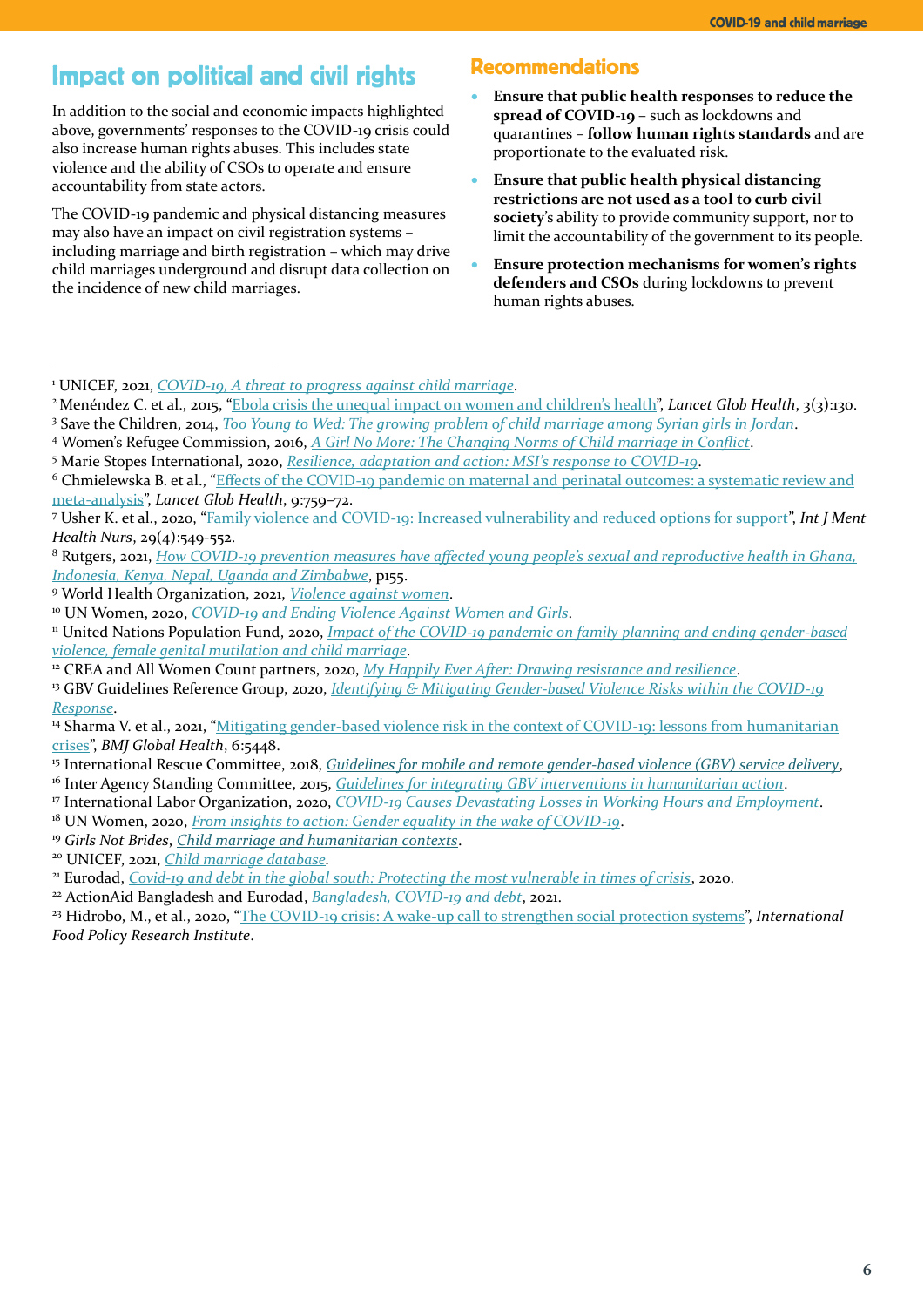## Impact on political and civil rights

In addition to the social and economic impacts highlighted above, governments' responses to the COVID-19 crisis could also increase human rights abuses. This includes state violence and the ability of CSOs to operate and ensure accountability from state actors.

The COVID-19 pandemic and physical distancing measures may also have an impact on civil registration systems – including marriage and birth registration – which may drive child marriages underground and disrupt data collection on the incidence of new child marriages.

## Recommendations

- **Ensure that public health responses to reduce the spread of COVID-19** – such as lockdowns and quarantines – **follow human rights standards** and are proportionate to the evaluated risk.
- **Ensure that public health physical distancing restrictions are not used as a tool to curb civil society**'s ability to provide community support, nor to limit the accountability of the government to its people.
- **Ensure protection mechanisms for women's rights defenders and CSOs** during lockdowns to prevent human rights abuses.

---

[1] UNICEF, 2021, *COVID-19, A threat to progress against child marriage*.
[2] Menéndez C. et al., 2015, "Ebola crisis the unequal impact on women and children's health", *Lancet Glob Health*, 3(3):130.
[3] Save the Children, 2014, *Too Young to Wed: The growing problem of child marriage among Syrian girls in Jordan*.
[4] Women's Refugee Commission, 2016, *A Girl No More: The Changing Norms of Child marriage in Conflict*.
[5] Marie Stopes International, 2020, *Resilience, adaptation and action: MSI's response to COVID-19*.
[6] Chmielewska B. et al., "Effects of the COVID-19 pandemic on maternal and perinatal outcomes: a systematic review and meta-analysis", *Lancet Glob Health*, 9:759–72.
[7] Usher K. et al., 2020, "Family violence and COVID-19: Increased vulnerability and reduced options for support", *Int J Ment Health Nurs*, 29(4):549-552.
[8] Rutgers, 2021, *How COVID-19 prevention measures have affected young people's sexual and reproductive health in Ghana, Indonesia, Kenya, Nepal, Uganda and Zimbabwe*, p155.
[9] World Health Organization, 2021, *Violence against women*.
[10] UN Women, 2020, *COVID-19 and Ending Violence Against Women and Girls*.
[11] United Nations Population Fund, 2020, *Impact of the COVID-19 pandemic on family planning and ending gender-based violence, female genital mutilation and child marriage*.
[12] CREA and All Women Count partners, 2020, *My Happily Ever After: Drawing resistance and resilience*.
[13] GBV Guidelines Reference Group, 2020, *Identifying & Mitigating Gender-based Violence Risks within the COVID-19 Response*.
[14] Sharma V. et al., 2021, "Mitigating gender-based violence risk in the context of COVID-19: lessons from humanitarian crises", *BMJ Global Health*, 6:5448.
[15] International Rescue Committee, 2018, *Guidelines for mobile and remote gender-based violence (GBV) service delivery*.
[16] Inter Agency Standing Committee, 2015, *Guidelines for integrating GBV interventions in humanitarian action*.
[17] International Labor Organization, 2020, *COVID-19 Causes Devastating Losses in Working Hours and Employment*.
[18] UN Women, 2020, *From insights to action: Gender equality in the wake of COVID-19*.
[19] Girls Not Brides, *Child marriage and humanitarian contexts*.
[20] UNICEF, 2021, *Child marriage database*.
[21] Eurodad, *Covid-19 and debt in the global south: Protecting the most vulnerable in times of crisis*, 2020.
[22] ActionAid Bangladesh and Eurodad, *Bangladesh, COVID-19 and debt*, 2021.
[23] Hidrobo, M., et al., 2020, "The COVID-19 crisis: A wake-up call to strengthen social protection systems", *International Food Policy Research Institute*.